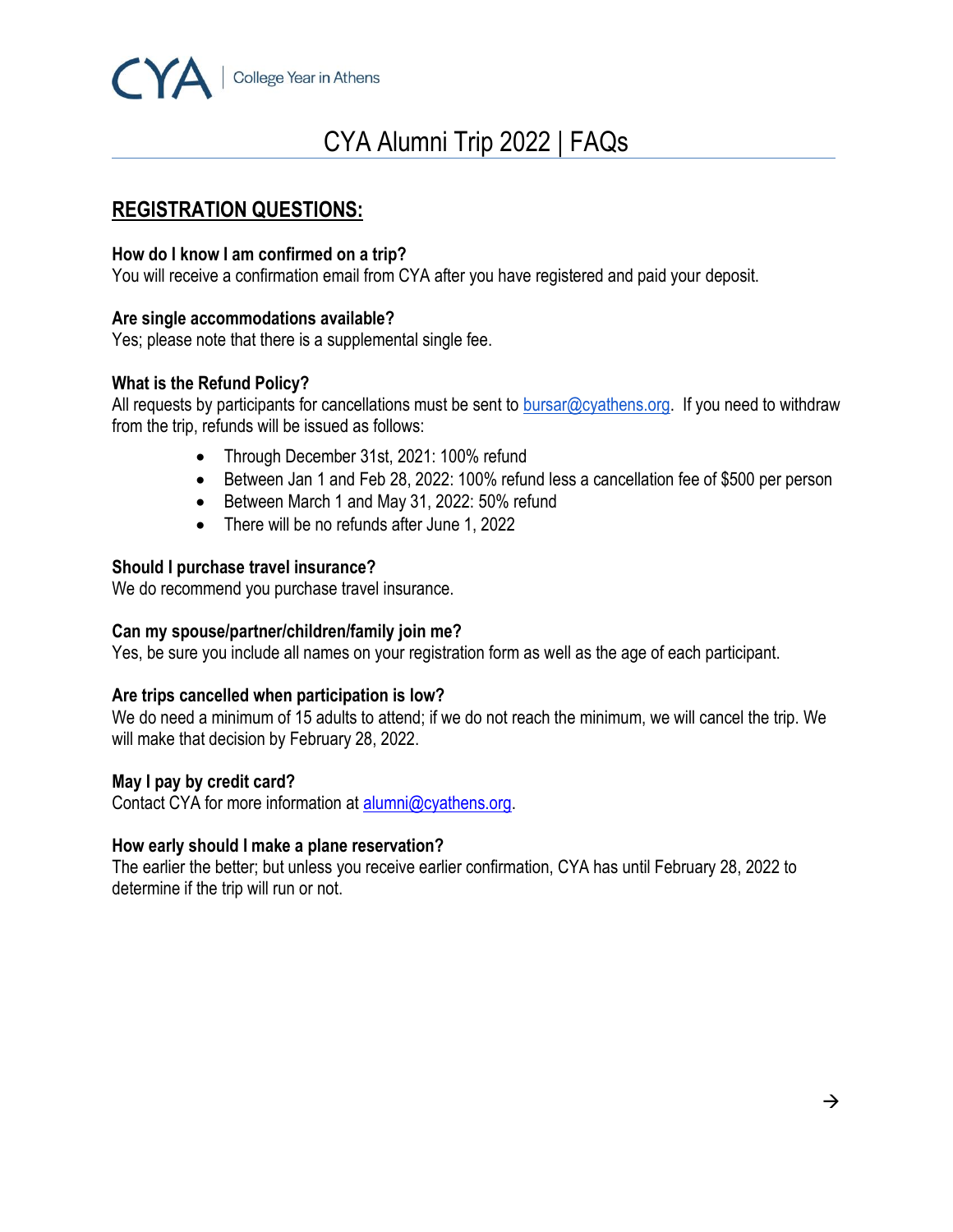CYA | College Year in Athens

# CYA Alumni Trip 2022 | FAQs

## REGISTRATION QUESTIONS:

**How do I know I am confirmed on a trip?**
You will receive a confirmation email from CYA after you have registered and paid your deposit.

**Are single accommodations available?**
Yes; please note that there is a supplemental single fee.

**What is the Refund Policy?**
All requests by participants for cancellations must be sent to bursar@cyathens.org. If you need to withdraw from the trip, refunds will be issued as follows:

- Through December 31st, 2021: 100% refund
- Between Jan 1 and Feb 28, 2022: 100% refund less a cancellation fee of $500 per person
- Between March 1 and May 31, 2022: 50% refund
- There will be no refunds after June 1, 2022

**Should I purchase travel insurance?**
We do recommend you purchase travel insurance.

**Can my spouse/partner/children/family join me?**
Yes, be sure you include all names on your registration form as well as the age of each participant.

**Are trips cancelled when participation is low?**
We do need a minimum of 15 adults to attend; if we do not reach the minimum, we will cancel the trip. We will make that decision by February 28, 2022.

**May I pay by credit card?**
Contact CYA for more information at alumni@cyathens.org.

**How early should I make a plane reservation?**
The earlier the better; but unless you receive earlier confirmation, CYA has until February 28, 2022 to determine if the trip will run or not.

→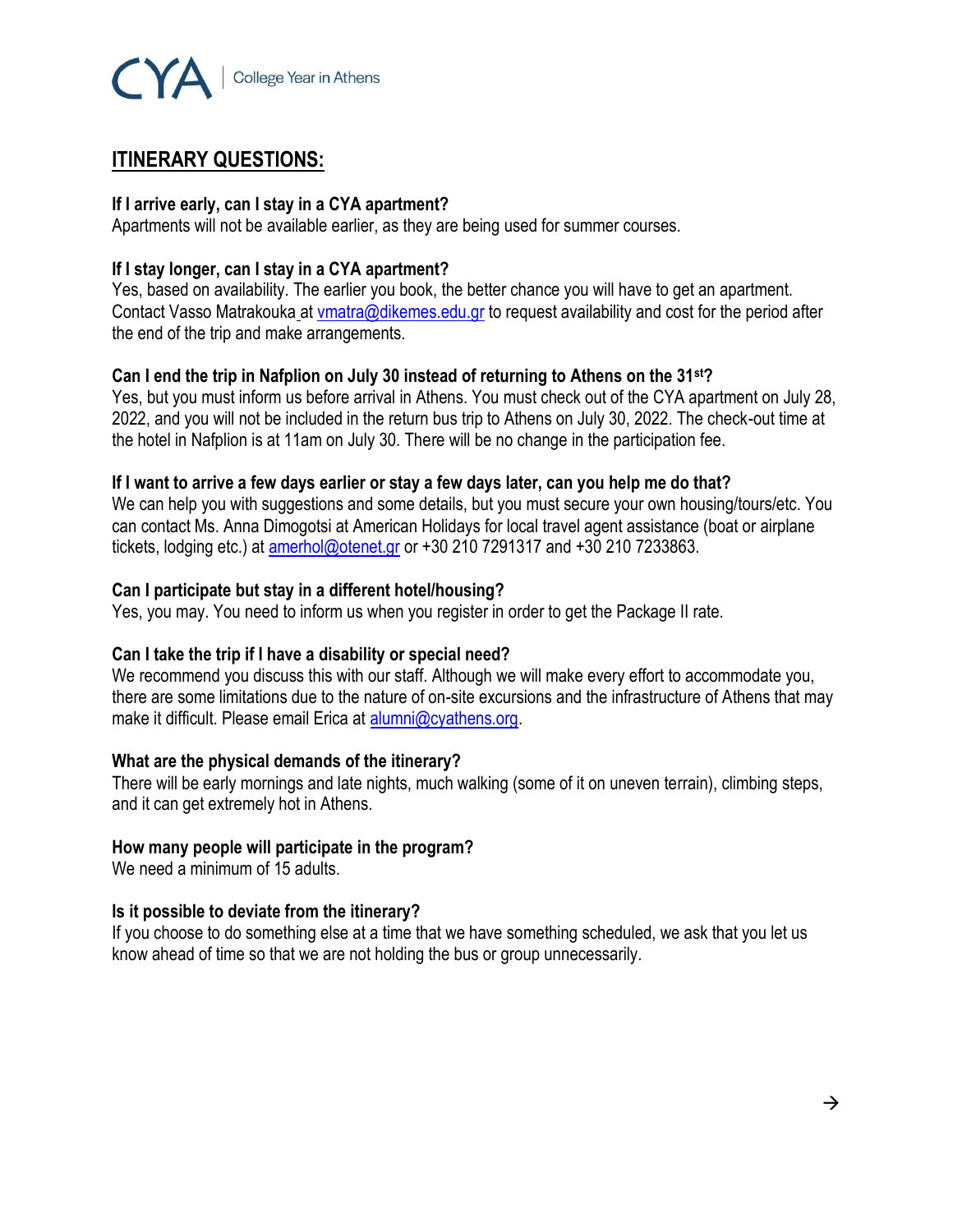## ITINERARY QUESTIONS:

**If I arrive early, can I stay in a CYA apartment?**
Apartments will not be available earlier, as they are being used for summer courses.

**If I stay longer, can I stay in a CYA apartment?**
Yes, based on availability. The earlier you book, the better chance you will have to get an apartment. Contact Vasso Matrakouka at vmatra@dikemes.edu.gr to request availability and cost for the period after the end of the trip and make arrangements.

**Can I end the trip in Nafplion on July 30 instead of returning to Athens on the 31st?**
Yes, but you must inform us before arrival in Athens. You must check out of the CYA apartment on July 28, 2022, and you will not be included in the return bus trip to Athens on July 30, 2022. The check-out time at the hotel in Nafplion is at 11am on July 30. There will be no change in the participation fee.

**If I want to arrive a few days earlier or stay a few days later, can you help me do that?**
We can help you with suggestions and some details, but you must secure your own housing/tours/etc. You can contact Ms. Anna Dimogotsi at American Holidays for local travel agent assistance (boat or airplane tickets, lodging etc.) at amerhol@otenet.gr or +30 210 7291317 and +30 210 7233863.

**Can I participate but stay in a different hotel/housing?**
Yes, you may. You need to inform us when you register in order to get the Package II rate.

**Can I take the trip if I have a disability or special need?**
We recommend you discuss this with our staff. Although we will make every effort to accommodate you, there are some limitations due to the nature of on-site excursions and the infrastructure of Athens that may make it difficult. Please email Erica at alumni@cyathens.org.

**What are the physical demands of the itinerary?**
There will be early mornings and late nights, much walking (some of it on uneven terrain), climbing steps, and it can get extremely hot in Athens.

**How many people will participate in the program?**
We need a minimum of 15 adults.

**Is it possible to deviate from the itinerary?**
If you choose to do something else at a time that we have something scheduled, we ask that you let us know ahead of time so that we are not holding the bus or group unnecessarily.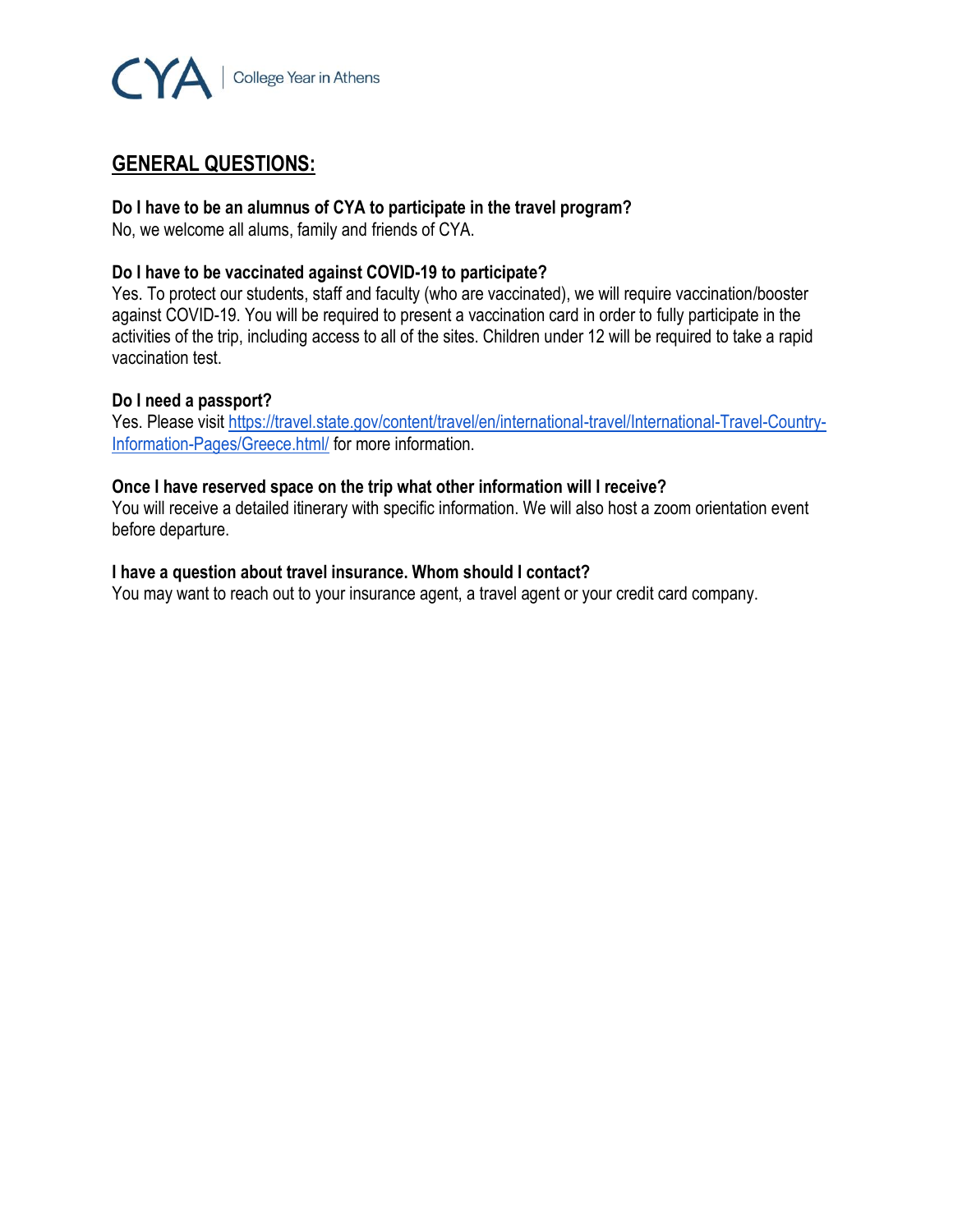## GENERAL QUESTIONS:

**Do I have to be an alumnus of CYA to participate in the travel program?**
No, we welcome all alums, family and friends of CYA.

**Do I have to be vaccinated against COVID-19 to participate?**
Yes. To protect our students, staff and faculty (who are vaccinated), we will require vaccination/booster against COVID-19. You will be required to present a vaccination card in order to fully participate in the activities of the trip, including access to all of the sites. Children under 12 will be required to take a rapid vaccination test.

**Do I need a passport?**
Yes. Please visit [https://travel.state.gov/content/travel/en/international-travel/International-Travel-Country-Information-Pages/Greece.html/](https://travel.state.gov/content/travel/en/international-travel/International-Travel-Country-Information-Pages/Greece.html/) for more information.

**Once I have reserved space on the trip what other information will I receive?**
You will receive a detailed itinerary with specific information. We will also host a zoom orientation event before departure.

**I have a question about travel insurance. Whom should I contact?**
You may want to reach out to your insurance agent, a travel agent or your credit card company.